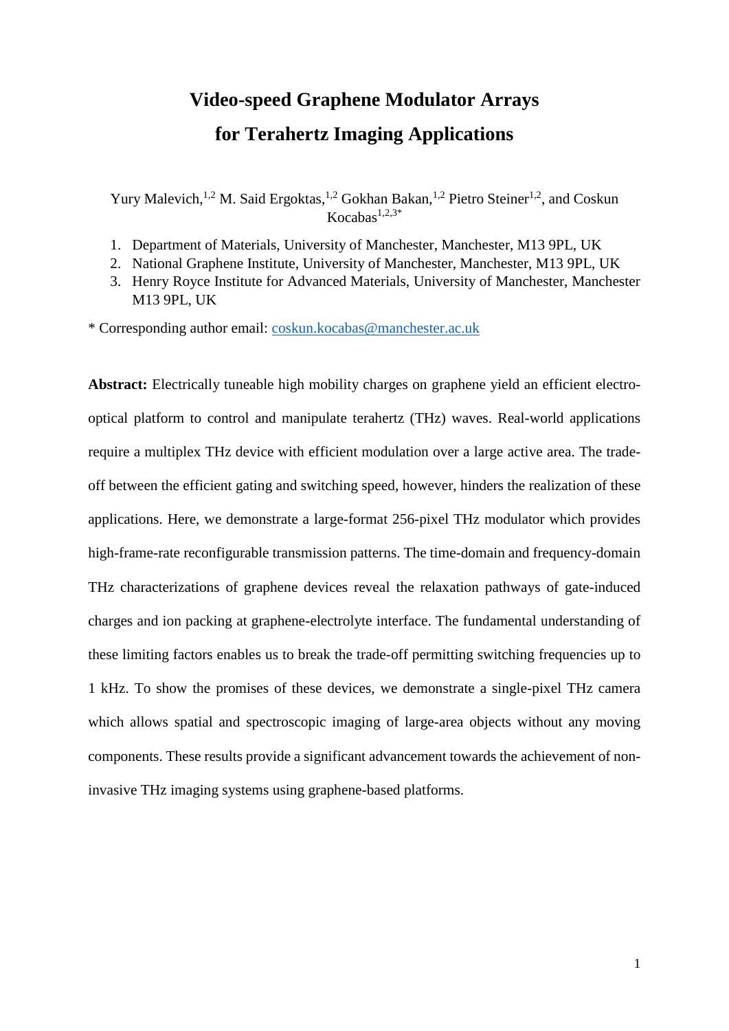# Video-speed Graphene Modulator Arrays for Terahertz Imaging Applications

Yury Malevich,[1,2] M. Said Ergoktas,[1,2] Gokhan Bakan,[1,2] Pietro Steiner[1,2], and Coskun Kocabas[1,2,3*]

1. Department of Materials, University of Manchester, Manchester, M13 9PL, UK
2. National Graphene Institute, University of Manchester, Manchester, M13 9PL, UK
3. Henry Royce Institute for Advanced Materials, University of Manchester, Manchester M13 9PL, UK

\* Corresponding author email: coskun.kocabas@manchester.ac.uk

**Abstract:** Electrically tuneable high mobility charges on graphene yield an efficient electro-optical platform to control and manipulate terahertz (THz) waves. Real-world applications require a multiplex THz device with efficient modulation over a large active area. The trade-off between the efficient gating and switching speed, however, hinders the realization of these applications. Here, we demonstrate a large-format 256-pixel THz modulator which provides high-frame-rate reconfigurable transmission patterns. The time-domain and frequency-domain THz characterizations of graphene devices reveal the relaxation pathways of gate-induced charges and ion packing at graphene-electrolyte interface. The fundamental understanding of these limiting factors enables us to break the trade-off permitting switching frequencies up to 1 kHz. To show the promises of these devices, we demonstrate a single-pixel THz camera which allows spatial and spectroscopic imaging of large-area objects without any moving components. These results provide a significant advancement towards the achievement of non-invasive THz imaging systems using graphene-based platforms.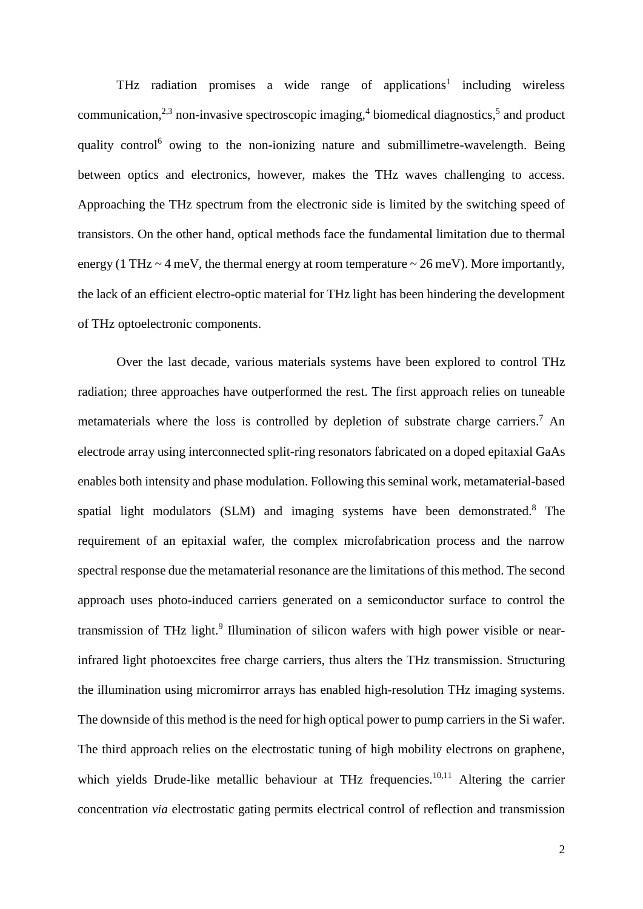THz radiation promises a wide range of applications[1] including wireless communication,[2,3] non-invasive spectroscopic imaging,[4] biomedical diagnostics,[5] and product quality control[6] owing to the non-ionizing nature and submillimetre-wavelength. Being between optics and electronics, however, makes the THz waves challenging to access. Approaching the THz spectrum from the electronic side is limited by the switching speed of transistors. On the other hand, optical methods face the fundamental limitation due to thermal energy (1 THz ~ 4 meV, the thermal energy at room temperature ~ 26 meV). More importantly, the lack of an efficient electro-optic material for THz light has been hindering the development of THz optoelectronic components.

Over the last decade, various materials systems have been explored to control THz radiation; three approaches have outperformed the rest. The first approach relies on tuneable metamaterials where the loss is controlled by depletion of substrate charge carriers.[7] An electrode array using interconnected split-ring resonators fabricated on a doped epitaxial GaAs enables both intensity and phase modulation. Following this seminal work, metamaterial-based spatial light modulators (SLM) and imaging systems have been demonstrated.[8] The requirement of an epitaxial wafer, the complex microfabrication process and the narrow spectral response due the metamaterial resonance are the limitations of this method. The second approach uses photo-induced carriers generated on a semiconductor surface to control the transmission of THz light.[9] Illumination of silicon wafers with high power visible or near-infrared light photoexcites free charge carriers, thus alters the THz transmission. Structuring the illumination using micromirror arrays has enabled high-resolution THz imaging systems. The downside of this method is the need for high optical power to pump carriers in the Si wafer. The third approach relies on the electrostatic tuning of high mobility electrons on graphene, which yields Drude-like metallic behaviour at THz frequencies.[10,11] Altering the carrier concentration *via* electrostatic gating permits electrical control of reflection and transmission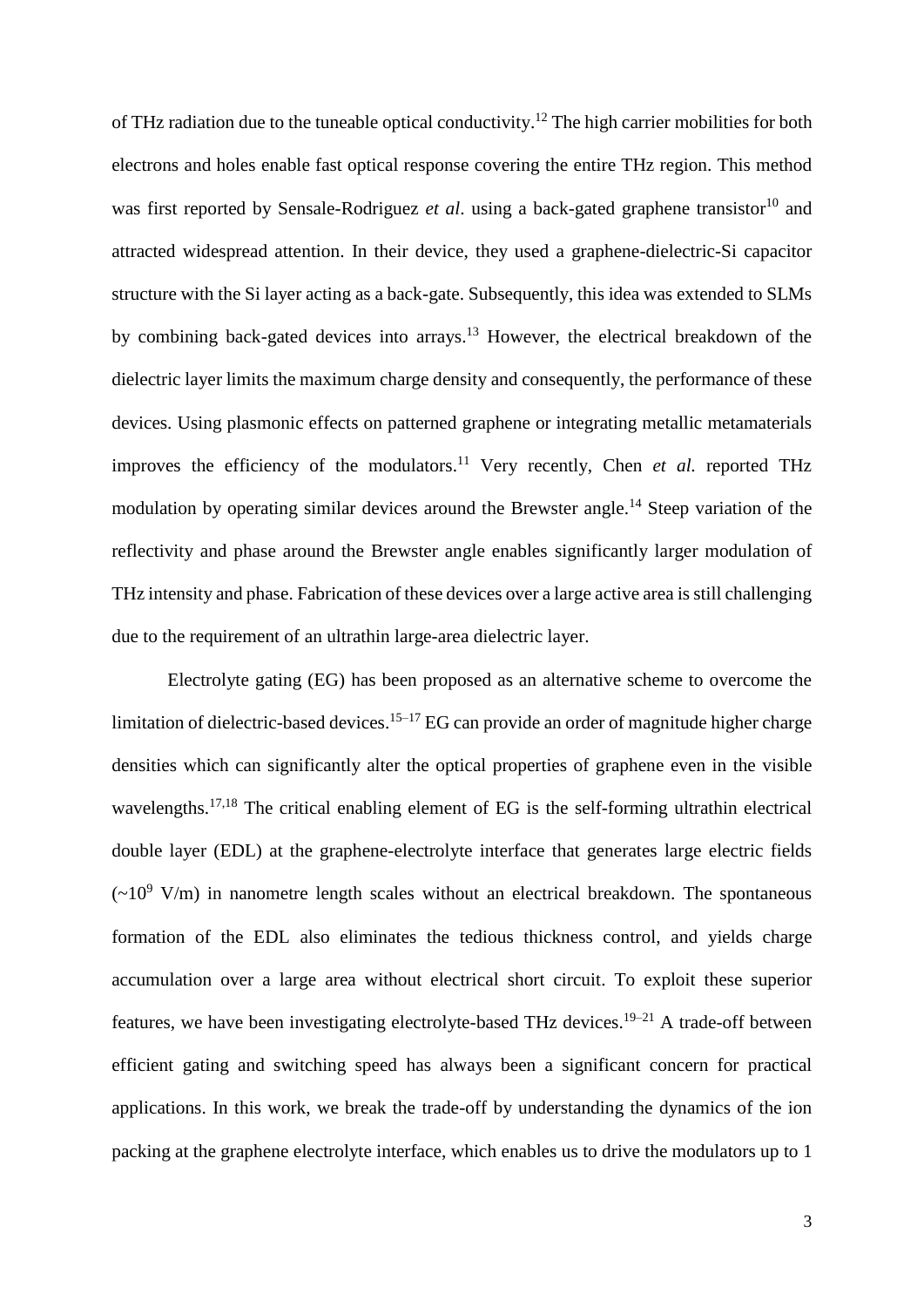of THz radiation due to the tuneable optical conductivity.[12] The high carrier mobilities for both electrons and holes enable fast optical response covering the entire THz region. This method was first reported by Sensale-Rodriguez *et al*. using a back-gated graphene transistor[10] and attracted widespread attention. In their device, they used a graphene-dielectric-Si capacitor structure with the Si layer acting as a back-gate. Subsequently, this idea was extended to SLMs by combining back-gated devices into arrays.[13] However, the electrical breakdown of the dielectric layer limits the maximum charge density and consequently, the performance of these devices. Using plasmonic effects on patterned graphene or integrating metallic metamaterials improves the efficiency of the modulators.[11] Very recently, Chen *et al.* reported THz modulation by operating similar devices around the Brewster angle.[14] Steep variation of the reflectivity and phase around the Brewster angle enables significantly larger modulation of THz intensity and phase. Fabrication of these devices over a large active area is still challenging due to the requirement of an ultrathin large-area dielectric layer.

Electrolyte gating (EG) has been proposed as an alternative scheme to overcome the limitation of dielectric-based devices.[15–17] EG can provide an order of magnitude higher charge densities which can significantly alter the optical properties of graphene even in the visible wavelengths.[17,18] The critical enabling element of EG is the self-forming ultrathin electrical double layer (EDL) at the graphene-electrolyte interface that generates large electric fields ($\sim10^9$ V/m) in nanometre length scales without an electrical breakdown. The spontaneous formation of the EDL also eliminates the tedious thickness control, and yields charge accumulation over a large area without electrical short circuit. To exploit these superior features, we have been investigating electrolyte-based THz devices.[19–21] A trade-off between efficient gating and switching speed has always been a significant concern for practical applications. In this work, we break the trade-off by understanding the dynamics of the ion packing at the graphene electrolyte interface, which enables us to drive the modulators up to 1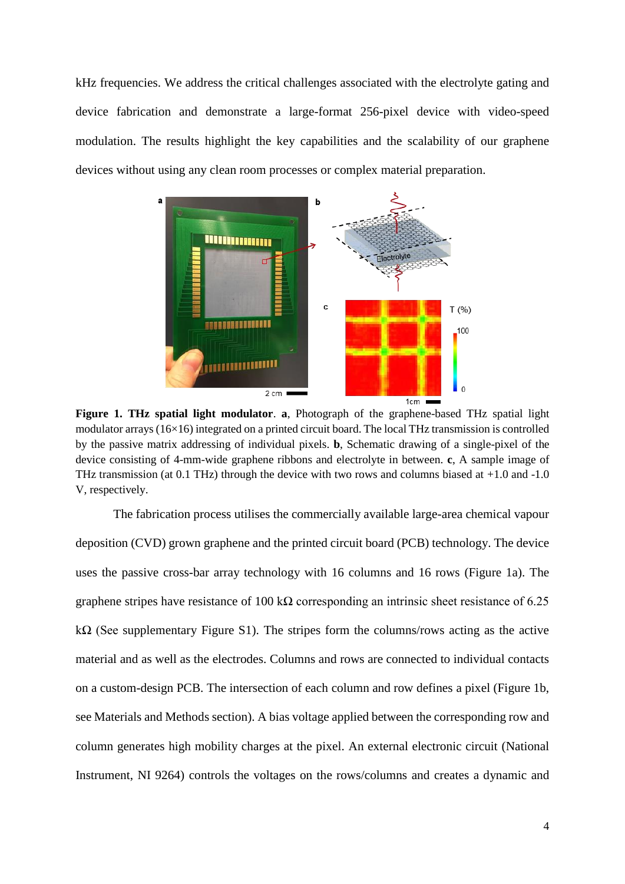kHz frequencies. We address the critical challenges associated with the electrolyte gating and device fabrication and demonstrate a large-format 256-pixel device with video-speed modulation. The results highlight the key capabilities and the scalability of our graphene devices without using any clean room processes or complex material preparation.

**Figure 1. THz spatial light modulator**. **a**, Photograph of the graphene-based THz spatial light modulator arrays (16×16) integrated on a printed circuit board. The local THz transmission is controlled by the passive matrix addressing of individual pixels. **b**, Schematic drawing of a single-pixel of the device consisting of 4-mm-wide graphene ribbons and electrolyte in between. **c**, A sample image of THz transmission (at 0.1 THz) through the device with two rows and columns biased at +1.0 and -1.0 V, respectively.

The fabrication process utilises the commercially available large-area chemical vapour deposition (CVD) grown graphene and the printed circuit board (PCB) technology. The device uses the passive cross-bar array technology with 16 columns and 16 rows (Figure 1a). The graphene stripes have resistance of 100 kΩ corresponding an intrinsic sheet resistance of 6.25 kΩ (See supplementary Figure S1). The stripes form the columns/rows acting as the active material and as well as the electrodes. Columns and rows are connected to individual contacts on a custom-design PCB. The intersection of each column and row defines a pixel (Figure 1b, see Materials and Methods section). A bias voltage applied between the corresponding row and column generates high mobility charges at the pixel. An external electronic circuit (National Instrument, NI 9264) controls the voltages on the rows/columns and creates a dynamic and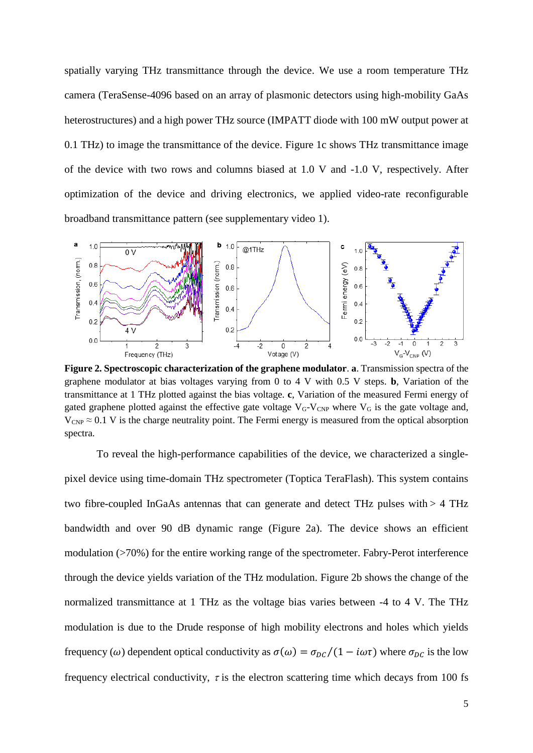spatially varying THz transmittance through the device. We use a room temperature THz camera (TeraSense-4096 based on an array of plasmonic detectors using high-mobility GaAs heterostructures) and a high power THz source (IMPATT diode with 100 mW output power at 0.1 THz) to image the transmittance of the device. Figure 1c shows THz transmittance image of the device with two rows and columns biased at 1.0 V and -1.0 V, respectively. After optimization of the device and driving electronics, we applied video-rate reconfigurable broadband transmittance pattern (see supplementary video 1).

**Figure 2. Spectroscopic characterization of the graphene modulator**. **a**. Transmission spectra of the graphene modulator at bias voltages varying from 0 to 4 V with 0.5 V steps. **b**, Variation of the transmittance at 1 THz plotted against the bias voltage. **c**, Variation of the measured Fermi energy of gated graphene plotted against the effective gate voltage $V_G$-$V_{CNP}$ where $V_G$ is the gate voltage and, $V_{CNP} \approx 0.1$ V is the charge neutrality point. The Fermi energy is measured from the optical absorption spectra.

To reveal the high-performance capabilities of the device, we characterized a single-pixel device using time-domain THz spectrometer (Toptica TeraFlash). This system contains two fibre-coupled InGaAs antennas that can generate and detect THz pulses with > 4 THz bandwidth and over 90 dB dynamic range (Figure 2a). The device shows an efficient modulation (>70%) for the entire working range of the spectrometer. Fabry-Perot interference through the device yields variation of the THz modulation. Figure 2b shows the change of the normalized transmittance at 1 THz as the voltage bias varies between -4 to 4 V. The THz modulation is due to the Drude response of high mobility electrons and holes which yields frequency ($\omega$) dependent optical conductivity as $\sigma(\omega) = \sigma_{DC}/(1 - i\omega\tau)$ where $\sigma_{DC}$ is the low frequency electrical conductivity, $\tau$ is the electron scattering time which decays from 100 fs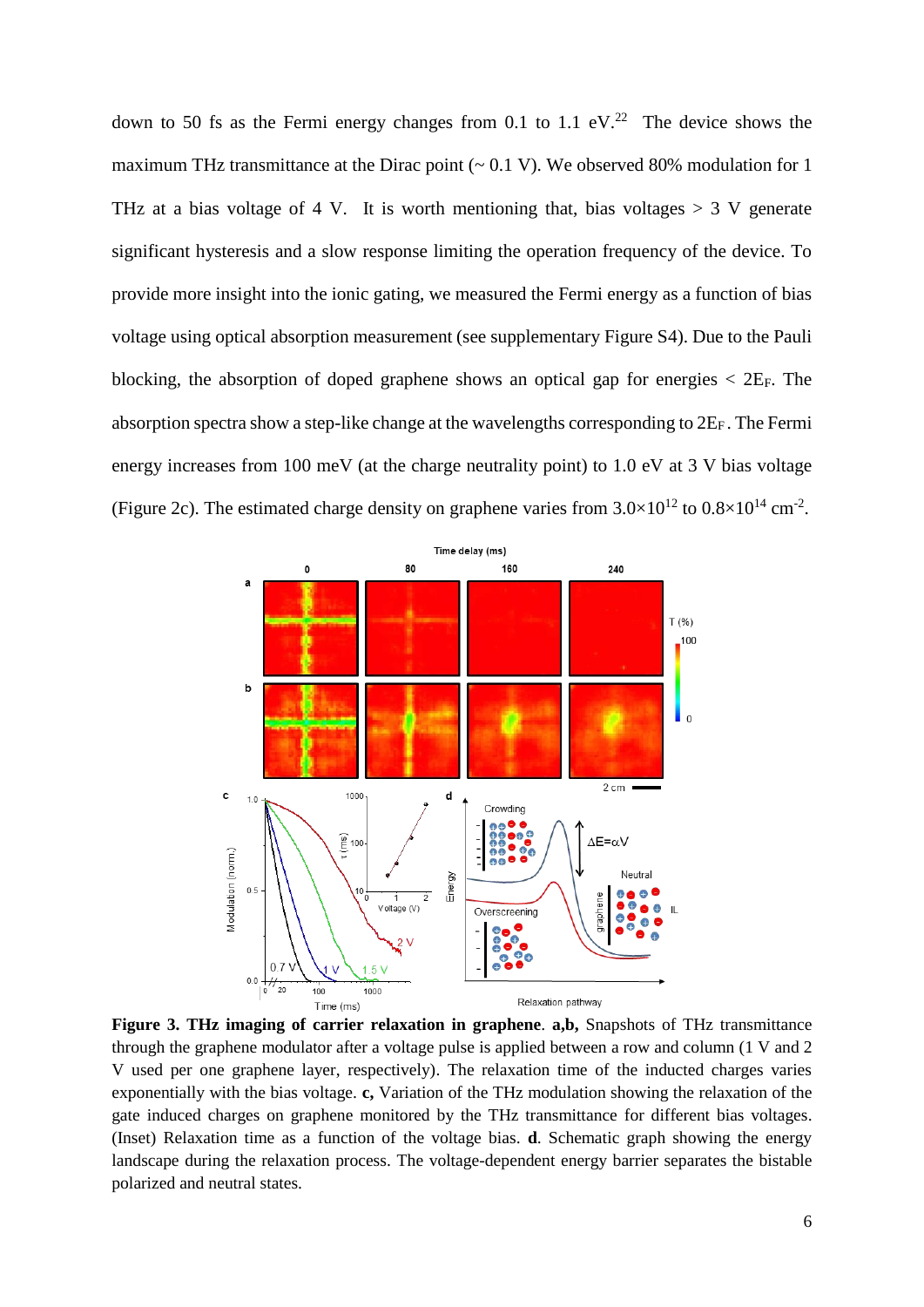down to 50 fs as the Fermi energy changes from 0.1 to 1.1 eV.[22] The device shows the maximum THz transmittance at the Dirac point (~ 0.1 V). We observed 80% modulation for 1 THz at a bias voltage of 4 V. It is worth mentioning that, bias voltages > 3 V generate significant hysteresis and a slow response limiting the operation frequency of the device. To provide more insight into the ionic gating, we measured the Fermi energy as a function of bias voltage using optical absorption measurement (see supplementary Figure S4). Due to the Pauli blocking, the absorption of doped graphene shows an optical gap for energies < $2E_F$. The absorption spectra show a step-like change at the wavelengths corresponding to $2E_F$. The Fermi energy increases from 100 meV (at the charge neutrality point) to 1.0 eV at 3 V bias voltage (Figure 2c). The estimated charge density on graphene varies from $3.0\times10^{12}$ to $0.8\times10^{14}$ cm$^{-2}$.

**Figure 3. THz imaging of carrier relaxation in graphene**. **a,b,** Snapshots of THz transmittance through the graphene modulator after a voltage pulse is applied between a row and column (1 V and 2 V used per one graphene layer, respectively). The relaxation time of the inducted charges varies exponentially with the bias voltage. **c,** Variation of the THz modulation showing the relaxation of the gate induced charges on graphene monitored by the THz transmittance for different bias voltages. (Inset) Relaxation time as a function of the voltage bias. **d**. Schematic graph showing the energy landscape during the relaxation process. The voltage-dependent energy barrier separates the bistable polarized and neutral states.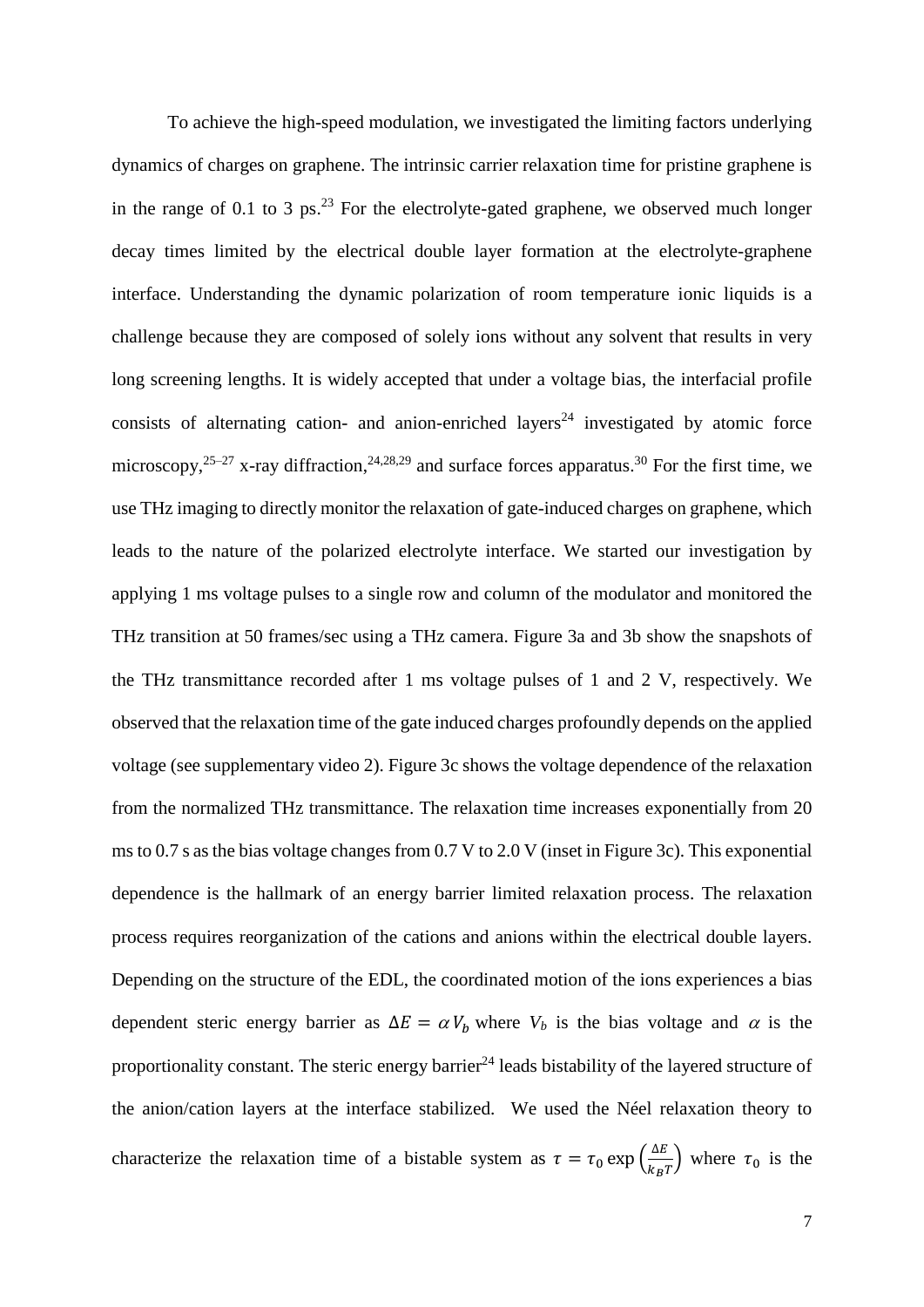To achieve the high-speed modulation, we investigated the limiting factors underlying dynamics of charges on graphene. The intrinsic carrier relaxation time for pristine graphene is in the range of 0.1 to 3 ps.[23] For the electrolyte-gated graphene, we observed much longer decay times limited by the electrical double layer formation at the electrolyte-graphene interface. Understanding the dynamic polarization of room temperature ionic liquids is a challenge because they are composed of solely ions without any solvent that results in very long screening lengths. It is widely accepted that under a voltage bias, the interfacial profile consists of alternating cation- and anion-enriched layers[24] investigated by atomic force microscopy,[25–27] x-ray diffraction,[24,28,29] and surface forces apparatus.[30] For the first time, we use THz imaging to directly monitor the relaxation of gate-induced charges on graphene, which leads to the nature of the polarized electrolyte interface. We started our investigation by applying 1 ms voltage pulses to a single row and column of the modulator and monitored the THz transition at 50 frames/sec using a THz camera. Figure 3a and 3b show the snapshots of the THz transmittance recorded after 1 ms voltage pulses of 1 and 2 V, respectively. We observed that the relaxation time of the gate induced charges profoundly depends on the applied voltage (see supplementary video 2). Figure 3c shows the voltage dependence of the relaxation from the normalized THz transmittance. The relaxation time increases exponentially from 20 ms to 0.7 s as the bias voltage changes from 0.7 V to 2.0 V (inset in Figure 3c). This exponential dependence is the hallmark of an energy barrier limited relaxation process. The relaxation process requires reorganization of the cations and anions within the electrical double layers. Depending on the structure of the EDL, the coordinated motion of the ions experiences a bias dependent steric energy barrier as $\Delta E = \alpha V_b$ where $V_b$ is the bias voltage and $\alpha$ is the proportionality constant. The steric energy barrier[24] leads bistability of the layered structure of the anion/cation layers at the interface stabilized. We used the Néel relaxation theory to characterize the relaxation time of a bistable system as $\tau = \tau_0 \exp\left(\frac{\Delta E}{k_B T}\right)$ where $\tau_0$ is the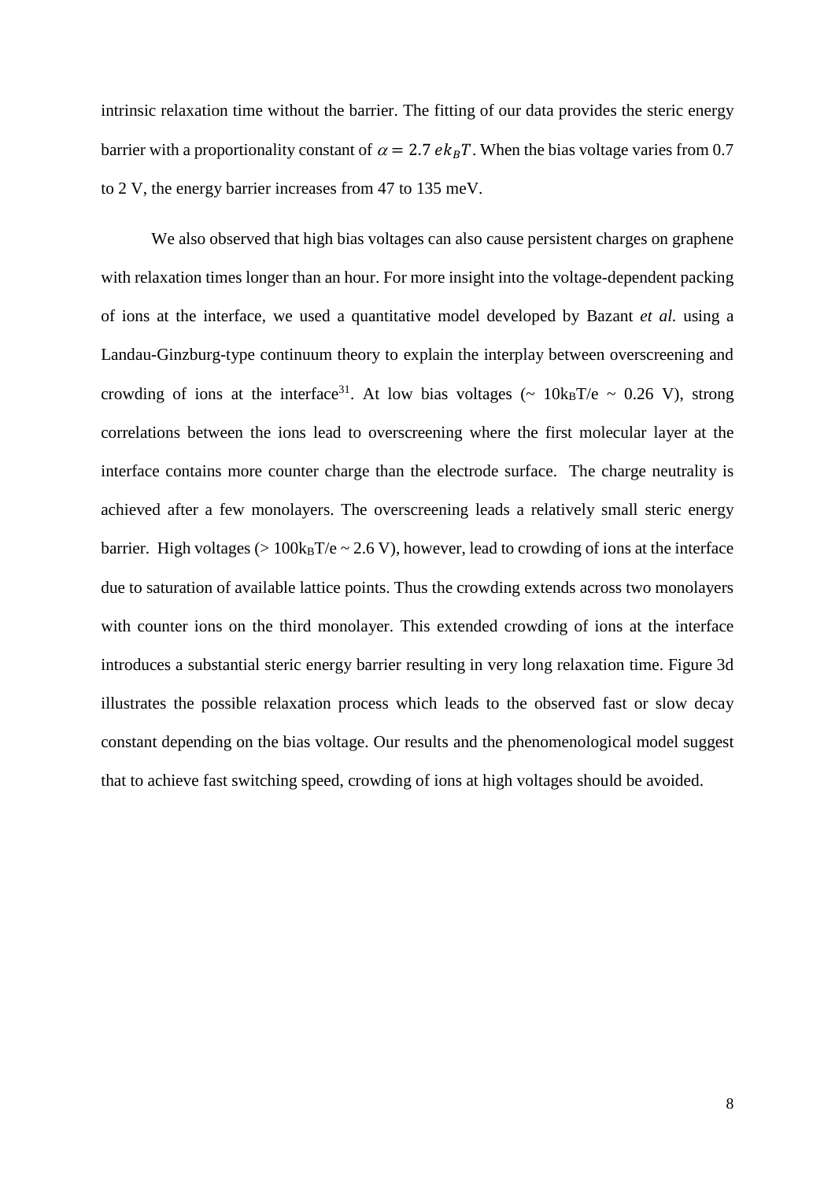intrinsic relaxation time without the barrier. The fitting of our data provides the steric energy barrier with a proportionality constant of $\alpha = 2.7\ ek_BT$. When the bias voltage varies from 0.7 to 2 V, the energy barrier increases from 47 to 135 meV.

We also observed that high bias voltages can also cause persistent charges on graphene with relaxation times longer than an hour. For more insight into the voltage-dependent packing of ions at the interface, we used a quantitative model developed by Bazant *et al.* using a Landau-Ginzburg-type continuum theory to explain the interplay between overscreening and crowding of ions at the interface[31]. At low bias voltages (~ $10k_BT/e$ ~ 0.26 V), strong correlations between the ions lead to overscreening where the first molecular layer at the interface contains more counter charge than the electrode surface. The charge neutrality is achieved after a few monolayers. The overscreening leads a relatively small steric energy barrier. High voltages (> $100k_BT/e$ ~ 2.6 V), however, lead to crowding of ions at the interface due to saturation of available lattice points. Thus the crowding extends across two monolayers with counter ions on the third monolayer. This extended crowding of ions at the interface introduces a substantial steric energy barrier resulting in very long relaxation time. Figure 3d illustrates the possible relaxation process which leads to the observed fast or slow decay constant depending on the bias voltage. Our results and the phenomenological model suggest that to achieve fast switching speed, crowding of ions at high voltages should be avoided.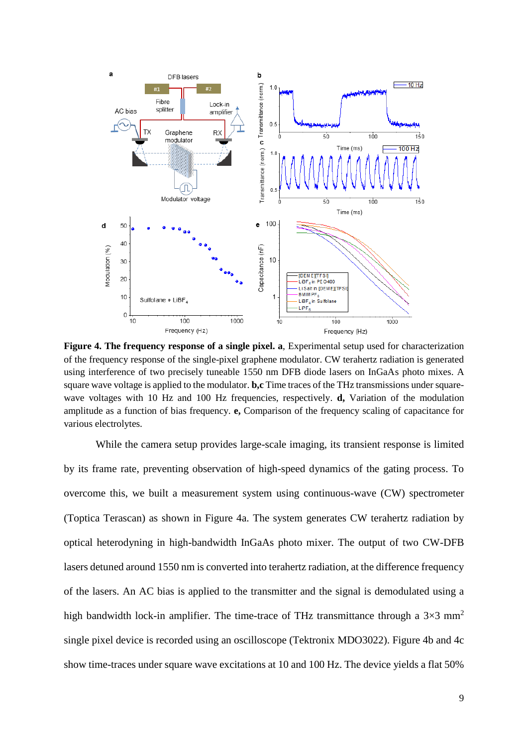**Figure 4. The frequency response of a single pixel. a**, Experimental setup used for characterization of the frequency response of the single-pixel graphene modulator. CW terahertz radiation is generated using interference of two precisely tuneable 1550 nm DFB diode lasers on InGaAs photo mixes. A square wave voltage is applied to the modulator. **b,c** Time traces of the THz transmissions under square-wave voltages with 10 Hz and 100 Hz frequencies, respectively. **d,** Variation of the modulation amplitude as a function of bias frequency. **e,** Comparison of the frequency scaling of capacitance for various electrolytes.

While the camera setup provides large-scale imaging, its transient response is limited by its frame rate, preventing observation of high-speed dynamics of the gating process. To overcome this, we built a measurement system using continuous-wave (CW) spectrometer (Toptica Terascan) as shown in Figure 4a. The system generates CW terahertz radiation by optical heterodyning in high-bandwidth InGaAs photo mixer. The output of two CW-DFB lasers detuned around 1550 nm is converted into terahertz radiation, at the difference frequency of the lasers. An AC bias is applied to the transmitter and the signal is demodulated using a high bandwidth lock-in amplifier. The time-trace of THz transmittance through a 3×3 mm$^2$ single pixel device is recorded using an oscilloscope (Tektronix MDO3022). Figure 4b and 4c show time-traces under square wave excitations at 10 and 100 Hz. The device yields a flat 50%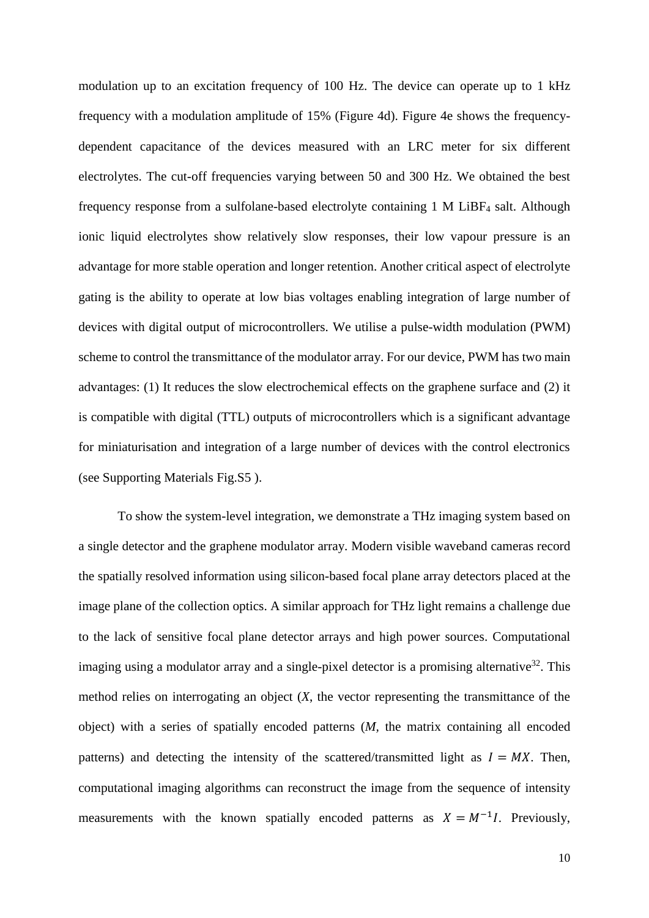modulation up to an excitation frequency of 100 Hz. The device can operate up to 1 kHz frequency with a modulation amplitude of 15% (Figure 4d). Figure 4e shows the frequency-dependent capacitance of the devices measured with an LRC meter for six different electrolytes. The cut-off frequencies varying between 50 and 300 Hz. We obtained the best frequency response from a sulfolane-based electrolyte containing 1 M $LiBF_4$ salt. Although ionic liquid electrolytes show relatively slow responses, their low vapour pressure is an advantage for more stable operation and longer retention. Another critical aspect of electrolyte gating is the ability to operate at low bias voltages enabling integration of large number of devices with digital output of microcontrollers. We utilise a pulse-width modulation (PWM) scheme to control the transmittance of the modulator array. For our device, PWM has two main advantages: (1) It reduces the slow electrochemical effects on the graphene surface and (2) it is compatible with digital (TTL) outputs of microcontrollers which is a significant advantage for miniaturisation and integration of a large number of devices with the control electronics (see Supporting Materials Fig.S5 ).

To show the system-level integration, we demonstrate a THz imaging system based on a single detector and the graphene modulator array. Modern visible waveband cameras record the spatially resolved information using silicon-based focal plane array detectors placed at the image plane of the collection optics. A similar approach for THz light remains a challenge due to the lack of sensitive focal plane detector arrays and high power sources. Computational imaging using a modulator array and a single-pixel detector is a promising alternative[32]. This method relies on interrogating an object ($X$, the vector representing the transmittance of the object) with a series of spatially encoded patterns ($M$, the matrix containing all encoded patterns) and detecting the intensity of the scattered/transmitted light as $I = MX$. Then, computational imaging algorithms can reconstruct the image from the sequence of intensity measurements with the known spatially encoded patterns as $X = M^{-1}I$. Previously,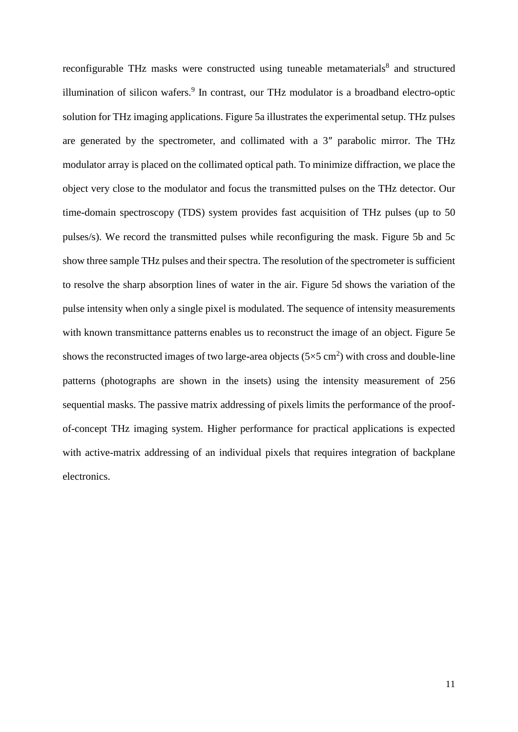reconfigurable THz masks were constructed using tuneable metamaterials[8] and structured illumination of silicon wafers.[9] In contrast, our THz modulator is a broadband electro-optic solution for THz imaging applications. Figure 5a illustrates the experimental setup. THz pulses are generated by the spectrometer, and collimated with a 3″ parabolic mirror. The THz modulator array is placed on the collimated optical path. To minimize diffraction, we place the object very close to the modulator and focus the transmitted pulses on the THz detector. Our time-domain spectroscopy (TDS) system provides fast acquisition of THz pulses (up to 50 pulses/s). We record the transmitted pulses while reconfiguring the mask. Figure 5b and 5c show three sample THz pulses and their spectra. The resolution of the spectrometer is sufficient to resolve the sharp absorption lines of water in the air. Figure 5d shows the variation of the pulse intensity when only a single pixel is modulated. The sequence of intensity measurements with known transmittance patterns enables us to reconstruct the image of an object. Figure 5e shows the reconstructed images of two large-area objects ($5\times5$ cm$^2$) with cross and double-line patterns (photographs are shown in the insets) using the intensity measurement of 256 sequential masks. The passive matrix addressing of pixels limits the performance of the proof-of-concept THz imaging system. Higher performance for practical applications is expected with active-matrix addressing of an individual pixels that requires integration of backplane electronics.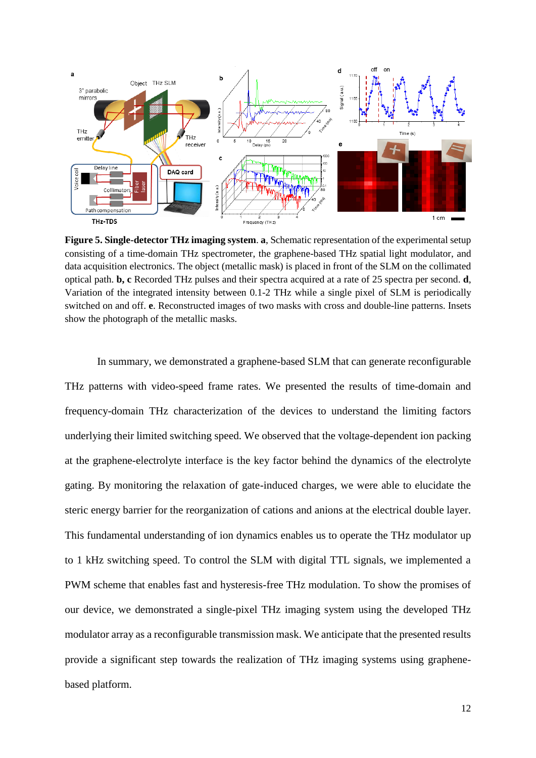**Figure 5. Single-detector THz imaging system**. **a**, Schematic representation of the experimental setup consisting of a time-domain THz spectrometer, the graphene-based THz spatial light modulator, and data acquisition electronics. The object (metallic mask) is placed in front of the SLM on the collimated optical path. **b, c** Recorded THz pulses and their spectra acquired at a rate of 25 spectra per second. **d**, Variation of the integrated intensity between 0.1-2 THz while a single pixel of SLM is periodically switched on and off. **e**. Reconstructed images of two masks with cross and double-line patterns. Insets show the photograph of the metallic masks.

In summary, we demonstrated a graphene-based SLM that can generate reconfigurable THz patterns with video-speed frame rates. We presented the results of time-domain and frequency-domain THz characterization of the devices to understand the limiting factors underlying their limited switching speed. We observed that the voltage-dependent ion packing at the graphene-electrolyte interface is the key factor behind the dynamics of the electrolyte gating. By monitoring the relaxation of gate-induced charges, we were able to elucidate the steric energy barrier for the reorganization of cations and anions at the electrical double layer. This fundamental understanding of ion dynamics enables us to operate the THz modulator up to 1 kHz switching speed. To control the SLM with digital TTL signals, we implemented a PWM scheme that enables fast and hysteresis-free THz modulation. To show the promises of our device, we demonstrated a single-pixel THz imaging system using the developed THz modulator array as a reconfigurable transmission mask. We anticipate that the presented results provide a significant step towards the realization of THz imaging systems using graphene-based platform.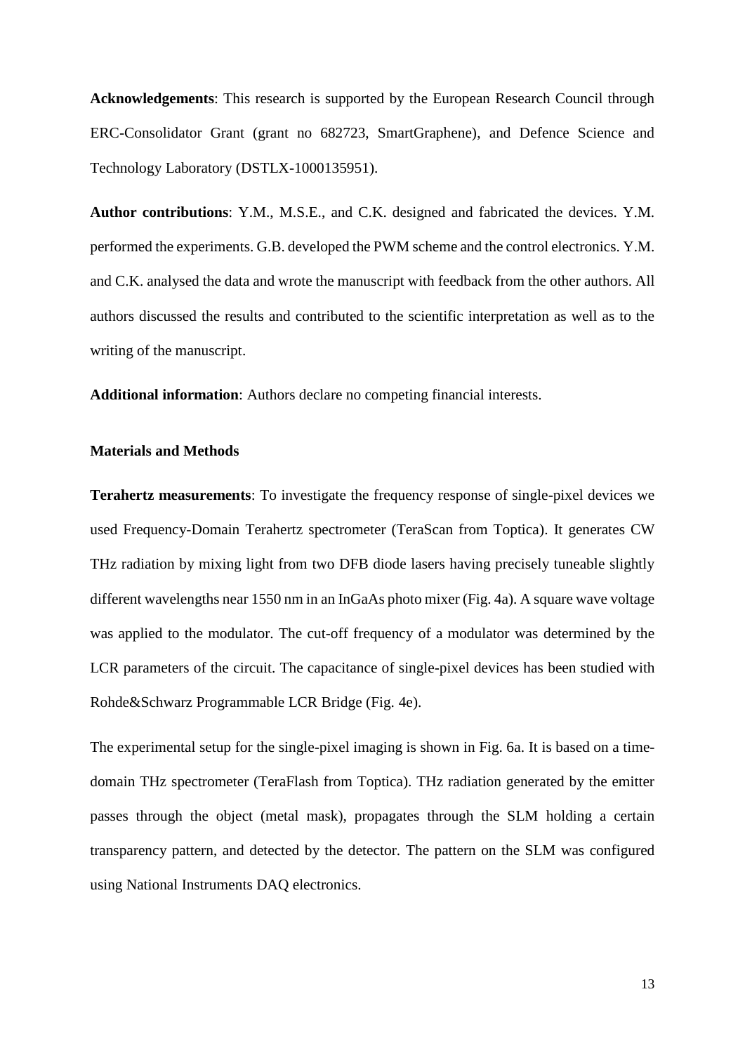**Acknowledgements**: This research is supported by the European Research Council through ERC-Consolidator Grant (grant no 682723, SmartGraphene), and Defence Science and Technology Laboratory (DSTLX-1000135951).

**Author contributions**: Y.M., M.S.E., and C.K. designed and fabricated the devices. Y.M. performed the experiments. G.B. developed the PWM scheme and the control electronics. Y.M. and C.K. analysed the data and wrote the manuscript with feedback from the other authors. All authors discussed the results and contributed to the scientific interpretation as well as to the writing of the manuscript.

**Additional information**: Authors declare no competing financial interests.

## Materials and Methods

**Terahertz measurements**: To investigate the frequency response of single-pixel devices we used Frequency-Domain Terahertz spectrometer (TeraScan from Toptica). It generates CW THz radiation by mixing light from two DFB diode lasers having precisely tuneable slightly different wavelengths near 1550 nm in an InGaAs photo mixer (Fig. 4a). A square wave voltage was applied to the modulator. The cut-off frequency of a modulator was determined by the LCR parameters of the circuit. The capacitance of single-pixel devices has been studied with Rohde&Schwarz Programmable LCR Bridge (Fig. 4e).

The experimental setup for the single-pixel imaging is shown in Fig. 6a. It is based on a time-domain THz spectrometer (TeraFlash from Toptica). THz radiation generated by the emitter passes through the object (metal mask), propagates through the SLM holding a certain transparency pattern, and detected by the detector. The pattern on the SLM was configured using National Instruments DAQ electronics.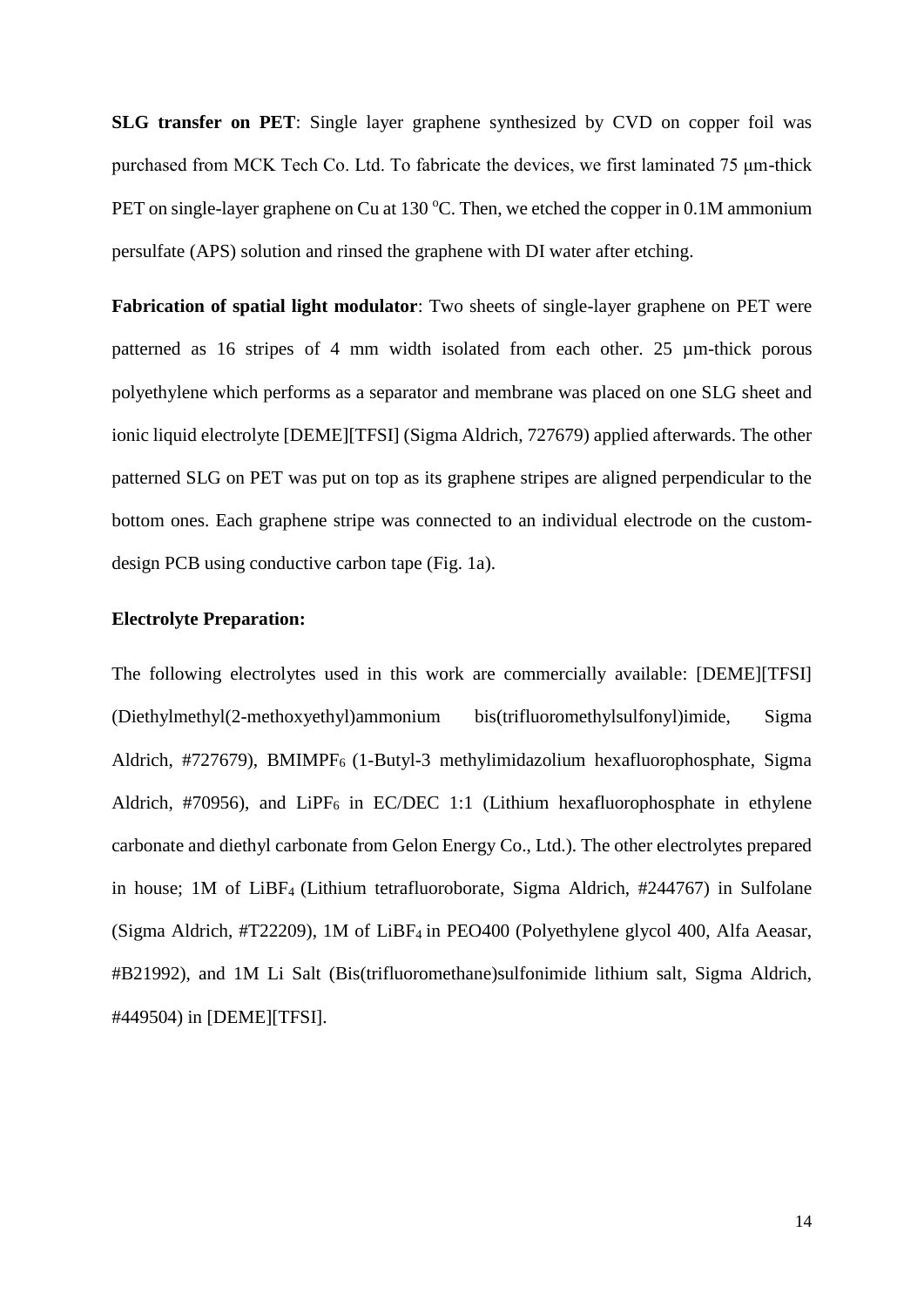**SLG transfer on PET**: Single layer graphene synthesized by CVD on copper foil was purchased from MCK Tech Co. Ltd. To fabricate the devices, we first laminated 75 μm-thick PET on single-layer graphene on Cu at 130 $^oC$. Then, we etched the copper in 0.1M ammonium persulfate (APS) solution and rinsed the graphene with DI water after etching.

**Fabrication of spatial light modulator**: Two sheets of single-layer graphene on PET were patterned as 16 stripes of 4 mm width isolated from each other. 25 μm-thick porous polyethylene which performs as a separator and membrane was placed on one SLG sheet and ionic liquid electrolyte [DEME][TFSI] (Sigma Aldrich, 727679) applied afterwards. The other patterned SLG on PET was put on top as its graphene stripes are aligned perpendicular to the bottom ones. Each graphene stripe was connected to an individual electrode on the custom-design PCB using conductive carbon tape (Fig. 1a).

**Electrolyte Preparation:**

The following electrolytes used in this work are commercially available: [DEME][TFSI] (Diethylmethyl(2-methoxyethyl)ammonium bis(trifluoromethylsulfonyl)imide, Sigma Aldrich, #727679), $BMIMPF_6$ (1-Butyl-3 methylimidazolium hexafluorophosphate, Sigma Aldrich, #70956), and $LiPF_6$ in EC/DEC 1:1 (Lithium hexafluorophosphate in ethylene carbonate and diethyl carbonate from Gelon Energy Co., Ltd.). The other electrolytes prepared in house; 1M of $LiBF_4$ (Lithium tetrafluoroborate, Sigma Aldrich, #244767) in Sulfolane (Sigma Aldrich, #T22209), 1M of $LiBF_4$ in PEO400 (Polyethylene glycol 400, Alfa Aeasar, #B21992), and 1M Li Salt (Bis(trifluoromethane)sulfonimide lithium salt, Sigma Aldrich, #449504) in [DEME][TFSI].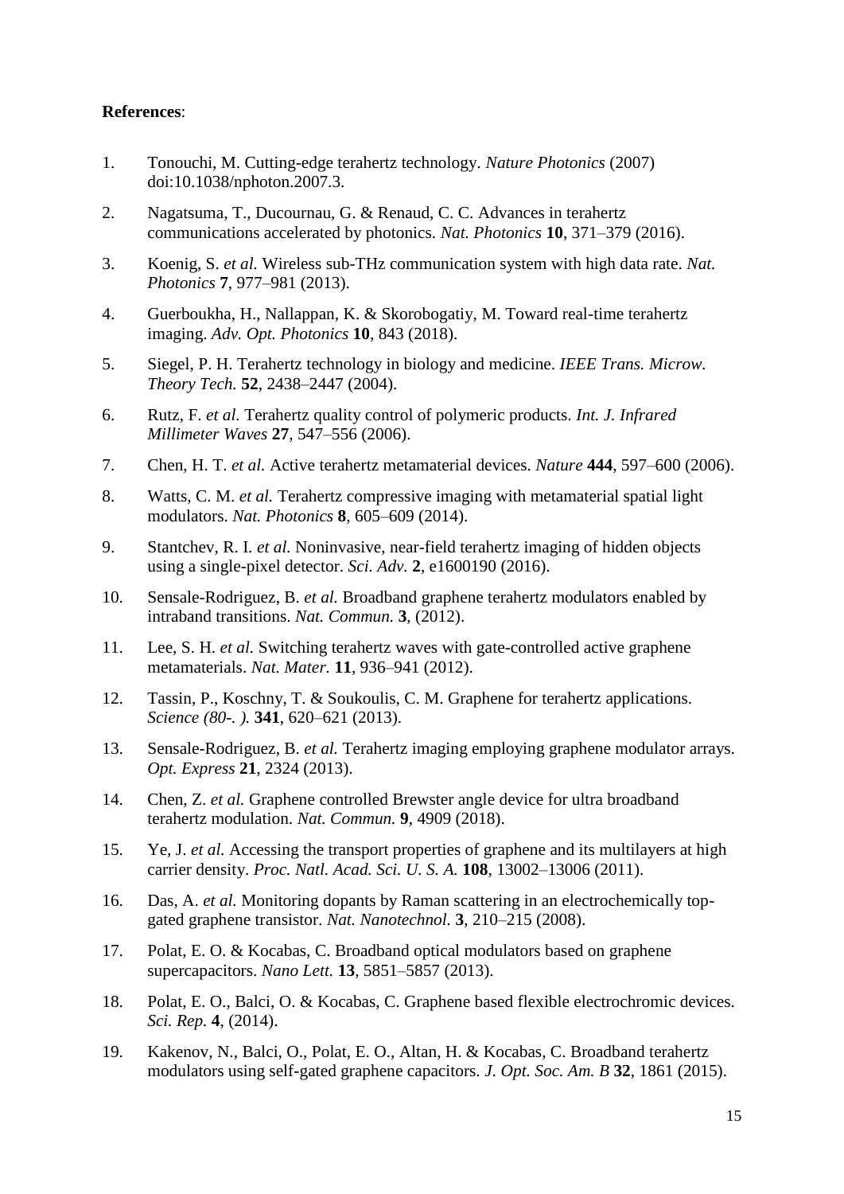**References**:

1. Tonouchi, M. Cutting-edge terahertz technology. *Nature Photonics* (2007) doi:10.1038/nphoton.2007.3.
2. Nagatsuma, T., Ducournau, G. & Renaud, C. C. Advances in terahertz communications accelerated by photonics. *Nat. Photonics* **10**, 371–379 (2016).
3. Koenig, S. *et al.* Wireless sub-THz communication system with high data rate. *Nat. Photonics* **7**, 977–981 (2013).
4. Guerboukha, H., Nallappan, K. & Skorobogatiy, M. Toward real-time terahertz imaging. *Adv. Opt. Photonics* **10**, 843 (2018).
5. Siegel, P. H. Terahertz technology in biology and medicine. *IEEE Trans. Microw. Theory Tech.* **52**, 2438–2447 (2004).
6. Rutz, F. *et al.* Terahertz quality control of polymeric products. *Int. J. Infrared Millimeter Waves* **27**, 547–556 (2006).
7. Chen, H. T. *et al.* Active terahertz metamaterial devices. *Nature* **444**, 597–600 (2006).
8. Watts, C. M. *et al.* Terahertz compressive imaging with metamaterial spatial light modulators. *Nat. Photonics* **8**, 605–609 (2014).
9. Stantchev, R. I. *et al.* Noninvasive, near-field terahertz imaging of hidden objects using a single-pixel detector. *Sci. Adv.* **2**, e1600190 (2016).
10. Sensale-Rodriguez, B. *et al.* Broadband graphene terahertz modulators enabled by intraband transitions. *Nat. Commun.* **3**, (2012).
11. Lee, S. H. *et al.* Switching terahertz waves with gate-controlled active graphene metamaterials. *Nat. Mater.* **11**, 936–941 (2012).
12. Tassin, P., Koschny, T. & Soukoulis, C. M. Graphene for terahertz applications. *Science (80-. ).* **341**, 620–621 (2013).
13. Sensale-Rodriguez, B. *et al.* Terahertz imaging employing graphene modulator arrays. *Opt. Express* **21**, 2324 (2013).
14. Chen, Z. *et al.* Graphene controlled Brewster angle device for ultra broadband terahertz modulation. *Nat. Commun.* **9**, 4909 (2018).
15. Ye, J. *et al.* Accessing the transport properties of graphene and its multilayers at high carrier density. *Proc. Natl. Acad. Sci. U. S. A.* **108**, 13002–13006 (2011).
16. Das, A. *et al.* Monitoring dopants by Raman scattering in an electrochemically top-gated graphene transistor. *Nat. Nanotechnol.* **3**, 210–215 (2008).
17. Polat, E. O. & Kocabas, C. Broadband optical modulators based on graphene supercapacitors. *Nano Lett.* **13**, 5851–5857 (2013).
18. Polat, E. O., Balci, O. & Kocabas, C. Graphene based flexible electrochromic devices. *Sci. Rep.* **4**, (2014).
19. Kakenov, N., Balci, O., Polat, E. O., Altan, H. & Kocabas, C. Broadband terahertz modulators using self-gated graphene capacitors. *J. Opt. Soc. Am. B* **32**, 1861 (2015).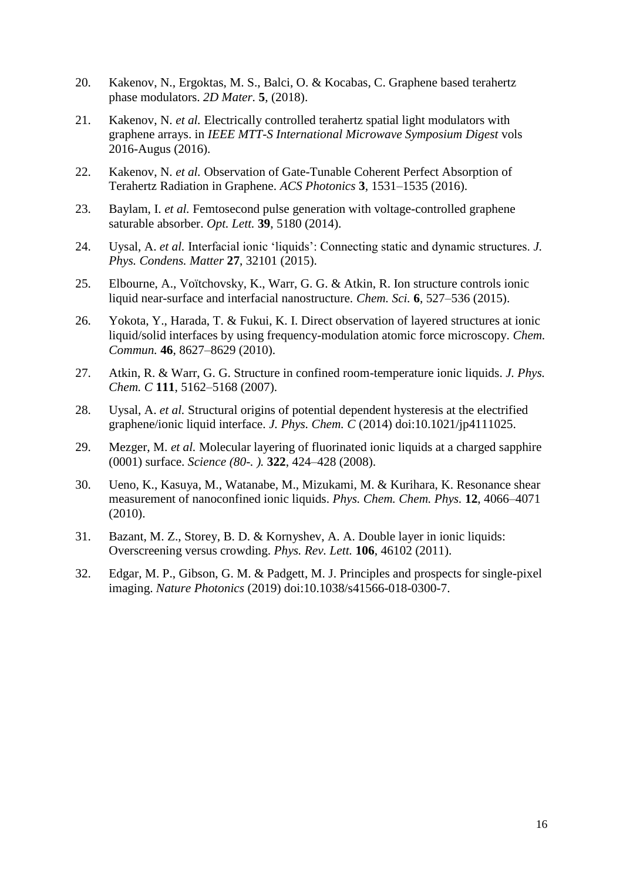20. Kakenov, N., Ergoktas, M. S., Balci, O. & Kocabas, C. Graphene based terahertz phase modulators. *2D Mater.* **5**, (2018).

21. Kakenov, N. *et al.* Electrically controlled terahertz spatial light modulators with graphene arrays. in *IEEE MTT-S International Microwave Symposium Digest* vols 2016-Augus (2016).

22. Kakenov, N. *et al.* Observation of Gate-Tunable Coherent Perfect Absorption of Terahertz Radiation in Graphene. *ACS Photonics* **3**, 1531–1535 (2016).

23. Baylam, I. *et al.* Femtosecond pulse generation with voltage-controlled graphene saturable absorber. *Opt. Lett.* **39**, 5180 (2014).

24. Uysal, A. *et al.* Interfacial ionic 'liquids': Connecting static and dynamic structures. *J. Phys. Condens. Matter* **27**, 32101 (2015).

25. Elbourne, A., Voïtchovsky, K., Warr, G. G. & Atkin, R. Ion structure controls ionic liquid near-surface and interfacial nanostructure. *Chem. Sci.* **6**, 527–536 (2015).

26. Yokota, Y., Harada, T. & Fukui, K. I. Direct observation of layered structures at ionic liquid/solid interfaces by using frequency-modulation atomic force microscopy. *Chem. Commun.* **46**, 8627–8629 (2010).

27. Atkin, R. & Warr, G. G. Structure in confined room-temperature ionic liquids. *J. Phys. Chem. C* **111**, 5162–5168 (2007).

28. Uysal, A. *et al.* Structural origins of potential dependent hysteresis at the electrified graphene/ionic liquid interface. *J. Phys. Chem. C* (2014) doi:10.1021/jp4111025.

29. Mezger, M. *et al.* Molecular layering of fluorinated ionic liquids at a charged sapphire (0001) surface. *Science (80-. ).* **322**, 424–428 (2008).

30. Ueno, K., Kasuya, M., Watanabe, M., Mizukami, M. & Kurihara, K. Resonance shear measurement of nanoconfined ionic liquids. *Phys. Chem. Chem. Phys.* **12**, 4066–4071 (2010).

31. Bazant, M. Z., Storey, B. D. & Kornyshev, A. A. Double layer in ionic liquids: Overscreening versus crowding. *Phys. Rev. Lett.* **106**, 46102 (2011).

32. Edgar, M. P., Gibson, G. M. & Padgett, M. J. Principles and prospects for single-pixel imaging. *Nature Photonics* (2019) doi:10.1038/s41566-018-0300-7.